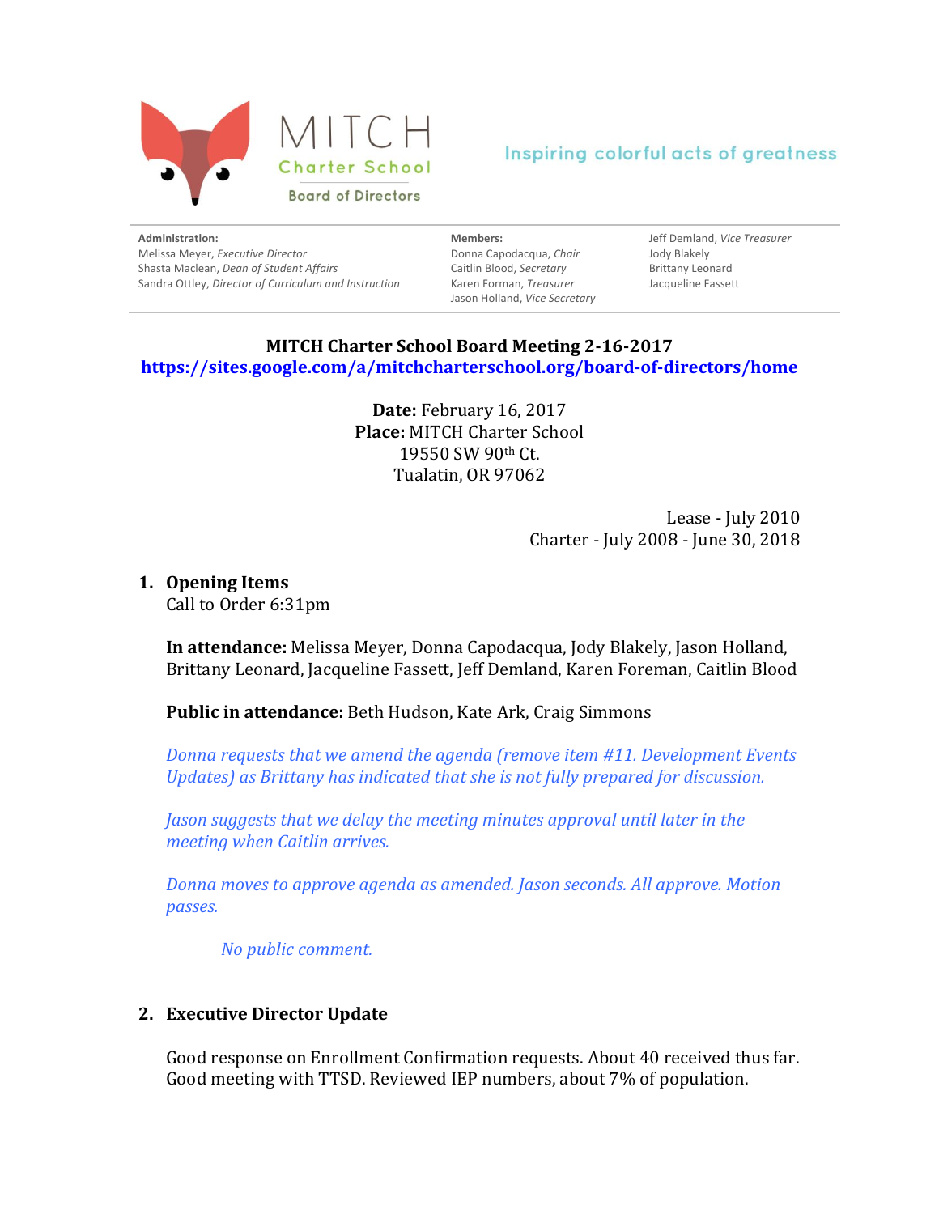MITCH Charter School
Board of Directors

Inspiring colorful acts of greatness

**Administration:**
Melissa Meyer, *Executive Director*
Shasta Maclean, *Dean of Student Affairs*
Sandra Ottley, *Director of Curriculum and Instruction*

**Members:**
Donna Capodacqua, *Chair*
Caitlin Blood, *Secretary*
Karen Forman, *Treasurer*
Jason Holland, *Vice Secretary*
Jeff Demland, *Vice Treasurer*
Jody Blakely
Brittany Leonard
Jacqueline Fassett

**MITCH Charter School Board Meeting 2-16-2017**
**https://sites.google.com/a/mitchcharterschool.org/board-of-directors/home**

**Date:** February 16, 2017
**Place:** MITCH Charter School
19550 SW 90th Ct.
Tualatin, OR 97062

Lease - July 2010
Charter - July 2008 - June 30, 2018

## 1. Opening Items

Call to Order 6:31pm

**In attendance:** Melissa Meyer, Donna Capodacqua, Jody Blakely, Jason Holland, Brittany Leonard, Jacqueline Fassett, Jeff Demland, Karen Foreman, Caitlin Blood

**Public in attendance:** Beth Hudson, Kate Ark, Craig Simmons

*Donna requests that we amend the agenda (remove item #11. Development Events Updates) as Brittany has indicated that she is not fully prepared for discussion.*

*Jason suggests that we delay the meeting minutes approval until later in the meeting when Caitlin arrives.*

*Donna moves to approve agenda as amended. Jason seconds. All approve. Motion passes.*

*No public comment.*

## 2. Executive Director Update

Good response on Enrollment Confirmation requests. About 40 received thus far. Good meeting with TTSD. Reviewed IEP numbers, about 7% of population.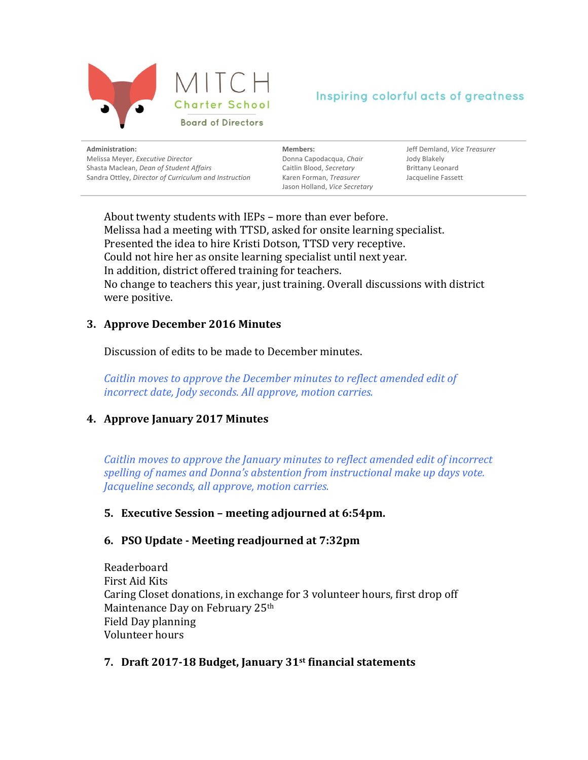About twenty students with IEPs – more than ever before.
Melissa had a meeting with TTSD, asked for onsite learning specialist.
Presented the idea to hire Kristi Dotson, TTSD very receptive.
Could not hire her as onsite learning specialist until next year.
In addition, district offered training for teachers.
No change to teachers this year, just training. Overall discussions with district were positive.

## 3. Approve December 2016 Minutes

Discussion of edits to be made to December minutes.

*Caitlin moves to approve the December minutes to reflect amended edit of incorrect date, Jody seconds. All approve, motion carries.*

## 4. Approve January 2017 Minutes

*Caitlin moves to approve the January minutes to reflect amended edit of incorrect spelling of names and Donna's abstention from instructional make up days vote. Jacqueline seconds, all approve, motion carries.*

## 5. Executive Session – meeting adjourned at 6:54pm.

## 6. PSO Update - Meeting readjourned at 7:32pm

Readerboard
First Aid Kits
Caring Closet donations, in exchange for 3 volunteer hours, first drop off
Maintenance Day on February 25th
Field Day planning
Volunteer hours

## 7. Draft 2017-18 Budget, January 31st financial statements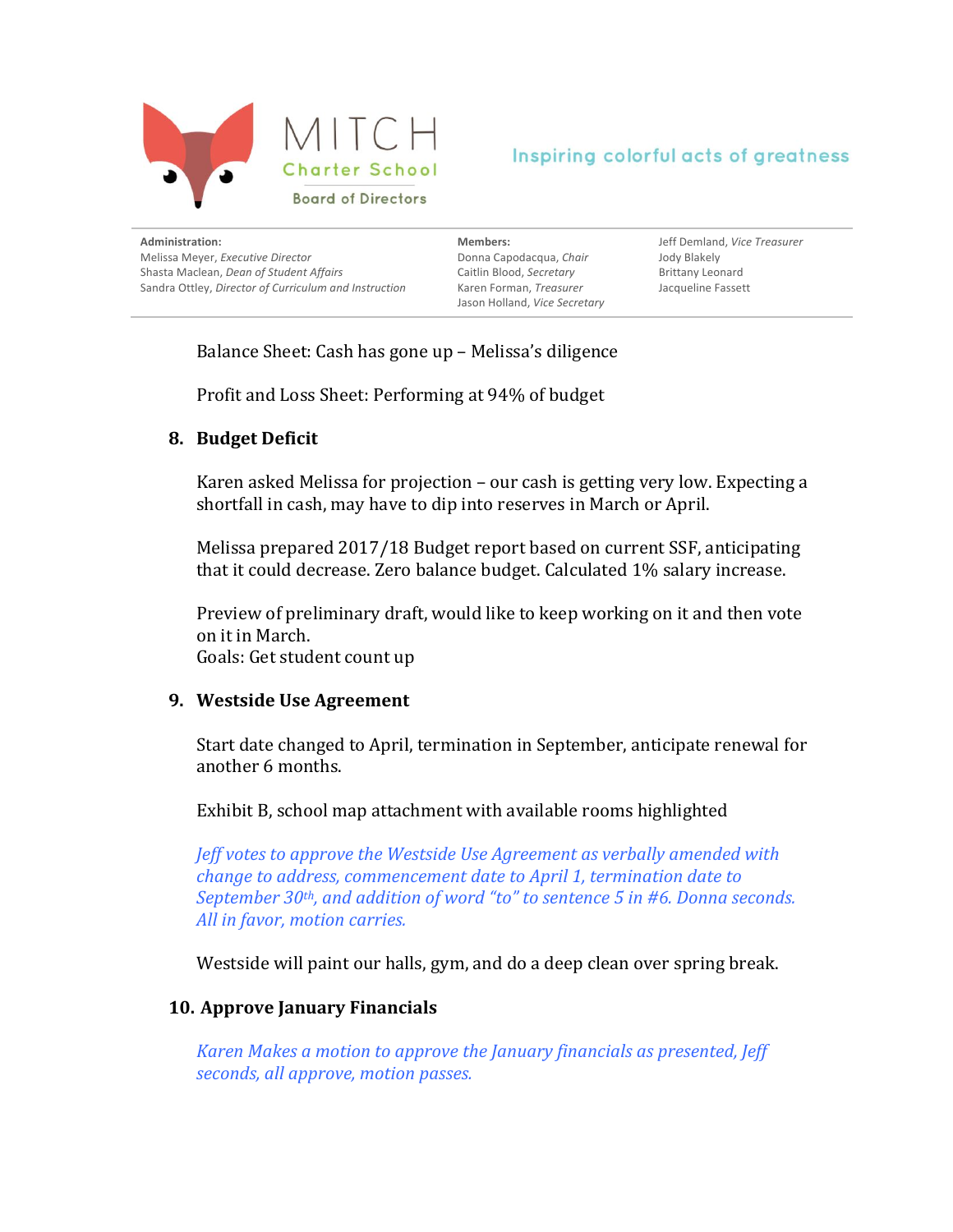Balance Sheet: Cash has gone up – Melissa's diligence

Profit and Loss Sheet: Performing at 94% of budget

## 8. Budget Deficit

Karen asked Melissa for projection – our cash is getting very low. Expecting a shortfall in cash, may have to dip into reserves in March or April.

Melissa prepared 2017/18 Budget report based on current SSF, anticipating that it could decrease. Zero balance budget. Calculated 1% salary increase.

Preview of preliminary draft, would like to keep working on it and then vote on it in March.
Goals: Get student count up

## 9. Westside Use Agreement

Start date changed to April, termination in September, anticipate renewal for another 6 months.

Exhibit B, school map attachment with available rooms highlighted

*Jeff votes to approve the Westside Use Agreement as verbally amended with change to address, commencement date to April 1, termination date to September 30th, and addition of word "to" to sentence 5 in #6. Donna seconds. All in favor, motion carries.*

Westside will paint our halls, gym, and do a deep clean over spring break.

## 10. Approve January Financials

*Karen Makes a motion to approve the January financials as presented, Jeff seconds, all approve, motion passes.*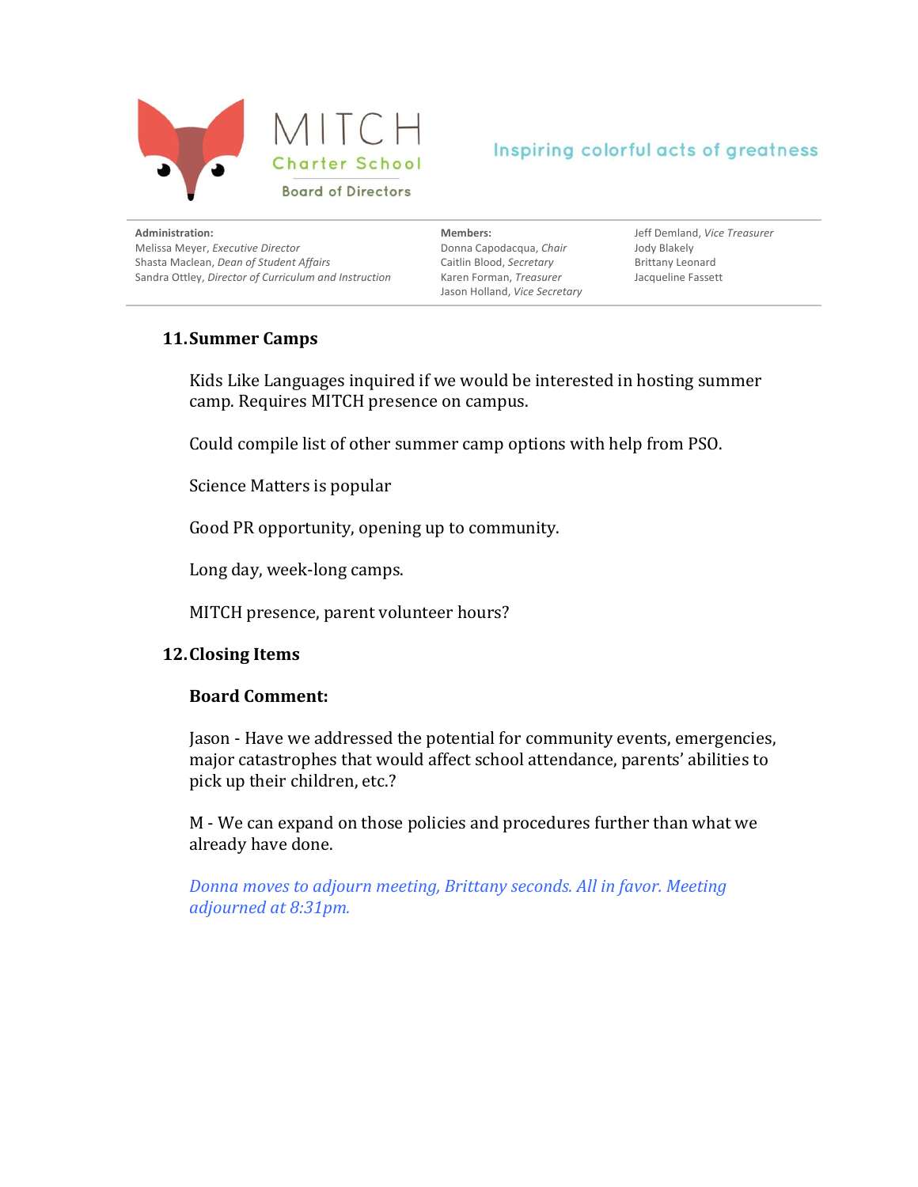MITCH Charter School
Board of Directors

Inspiring colorful acts of greatness

**Administration:**
Melissa Meyer, *Executive Director*
Shasta Maclean, *Dean of Student Affairs*
Sandra Ottley, *Director of Curriculum and Instruction*

**Members:**
Donna Capodacqua, *Chair*
Caitlin Blood, *Secretary*
Karen Forman, *Treasurer*
Jason Holland, *Vice Secretary*
Jeff Demland, *Vice Treasurer*
Jody Blakely
Brittany Leonard
Jacqueline Fassett

## 11. Summer Camps

Kids Like Languages inquired if we would be interested in hosting summer camp. Requires MITCH presence on campus.

Could compile list of other summer camp options with help from PSO.

Science Matters is popular

Good PR opportunity, opening up to community.

Long day, week-long camps.

MITCH presence, parent volunteer hours?

## 12. Closing Items

**Board Comment:**

Jason - Have we addressed the potential for community events, emergencies, major catastrophes that would affect school attendance, parents' abilities to pick up their children, etc.?

M - We can expand on those policies and procedures further than what we already have done.

*Donna moves to adjourn meeting, Brittany seconds. All in favor. Meeting adjourned at 8:31pm.*